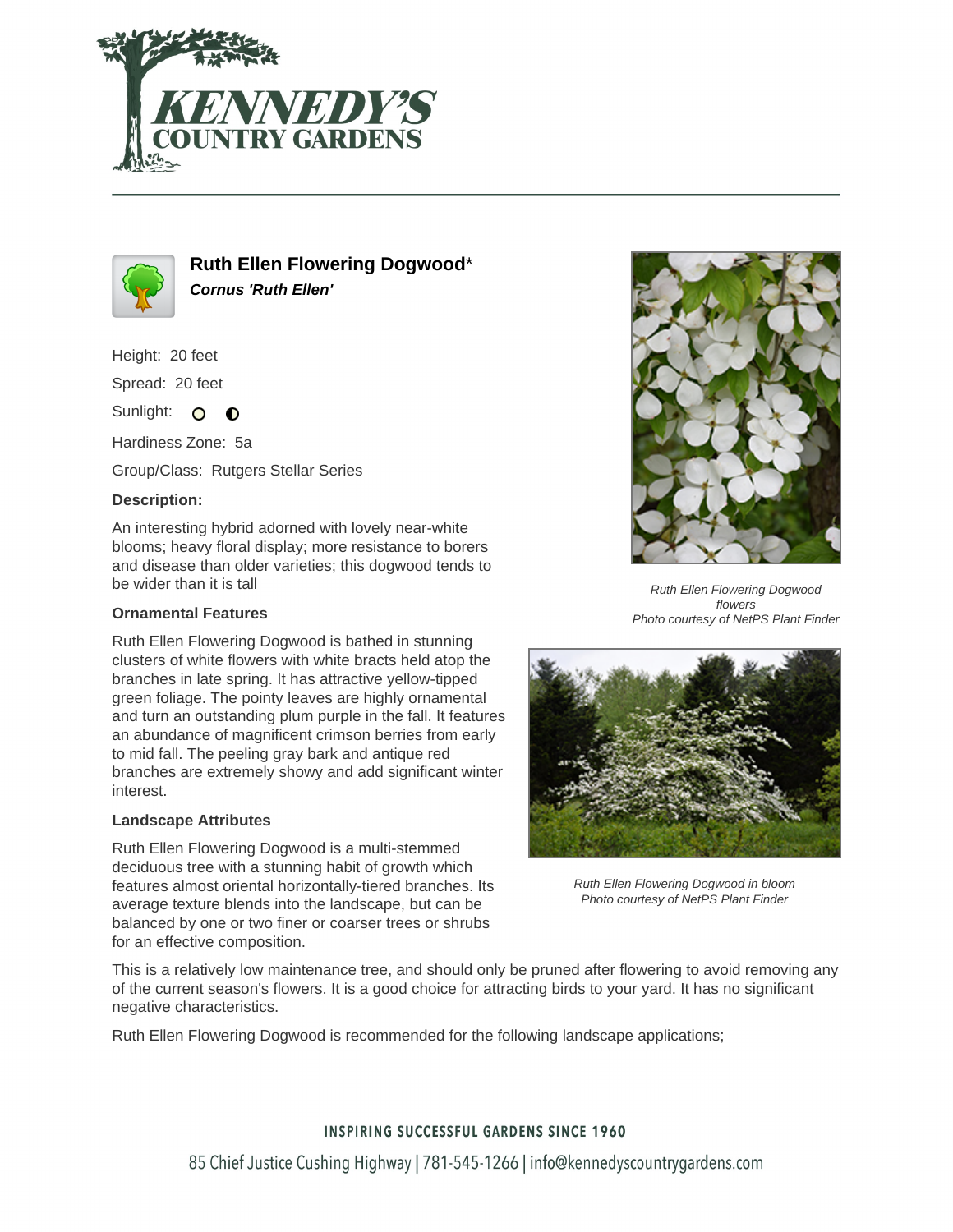# Ruth Ellen Flowering Dogwood*

***Cornus 'Ruth Ellen'***

Height: 20 feet

Spread: 20 feet

Sunlight:

Hardiness Zone: 5a

Group/Class: Rutgers Stellar Series

**Description:**

An interesting hybrid adorned with lovely near-white blooms; heavy floral display; more resistance to borers and disease than older varieties; this dogwood tends to be wider than it is tall

### Ornamental Features

Ruth Ellen Flowering Dogwood is bathed in stunning clusters of white flowers with white bracts held atop the branches in late spring. It has attractive yellow-tipped green foliage. The pointy leaves are highly ornamental and turn an outstanding plum purple in the fall. It features an abundance of magnificent crimson berries from early to mid fall. The peeling gray bark and antique red branches are extremely showy and add significant winter interest.

*Ruth Ellen Flowering Dogwood flowers*
*Photo courtesy of NetPS Plant Finder*

### Landscape Attributes

Ruth Ellen Flowering Dogwood is a multi-stemmed deciduous tree with a stunning habit of growth which features almost oriental horizontally-tiered branches. Its average texture blends into the landscape, but can be balanced by one or two finer or coarser trees or shrubs for an effective composition.

*Ruth Ellen Flowering Dogwood in bloom*
*Photo courtesy of NetPS Plant Finder*

This is a relatively low maintenance tree, and should only be pruned after flowering to avoid removing any of the current season's flowers. It is a good choice for attracting birds to your yard. It has no significant negative characteristics.

Ruth Ellen Flowering Dogwood is recommended for the following landscape applications;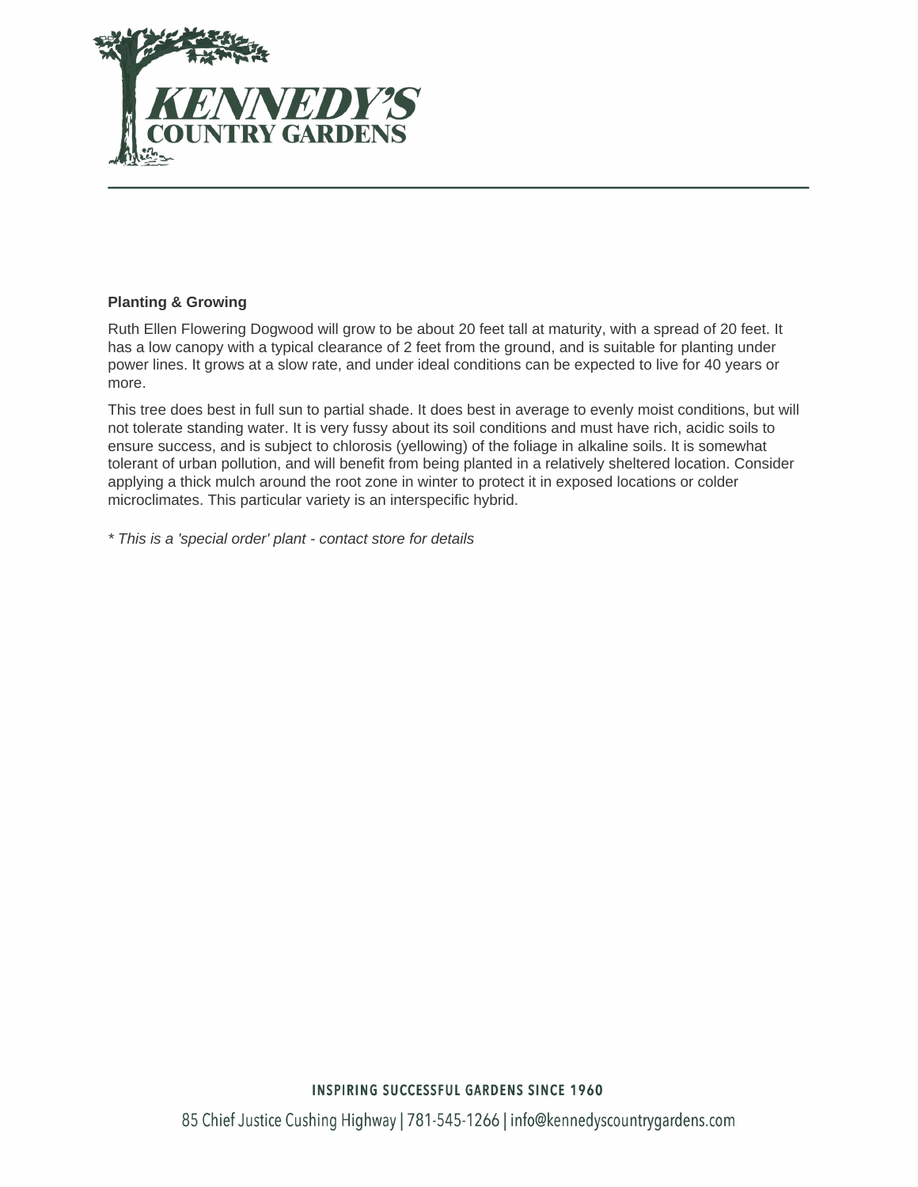### Planting & Growing

Ruth Ellen Flowering Dogwood will grow to be about 20 feet tall at maturity, with a spread of 20 feet. It has a low canopy with a typical clearance of 2 feet from the ground, and is suitable for planting under power lines. It grows at a slow rate, and under ideal conditions can be expected to live for 40 years or more.

This tree does best in full sun to partial shade. It does best in average to evenly moist conditions, but will not tolerate standing water. It is very fussy about its soil conditions and must have rich, acidic soils to ensure success, and is subject to chlorosis (yellowing) of the foliage in alkaline soils. It is somewhat tolerant of urban pollution, and will benefit from being planted in a relatively sheltered location. Consider applying a thick mulch around the root zone in winter to protect it in exposed locations or colder microclimates. This particular variety is an interspecific hybrid.

*\* This is a 'special order' plant - contact store for details*